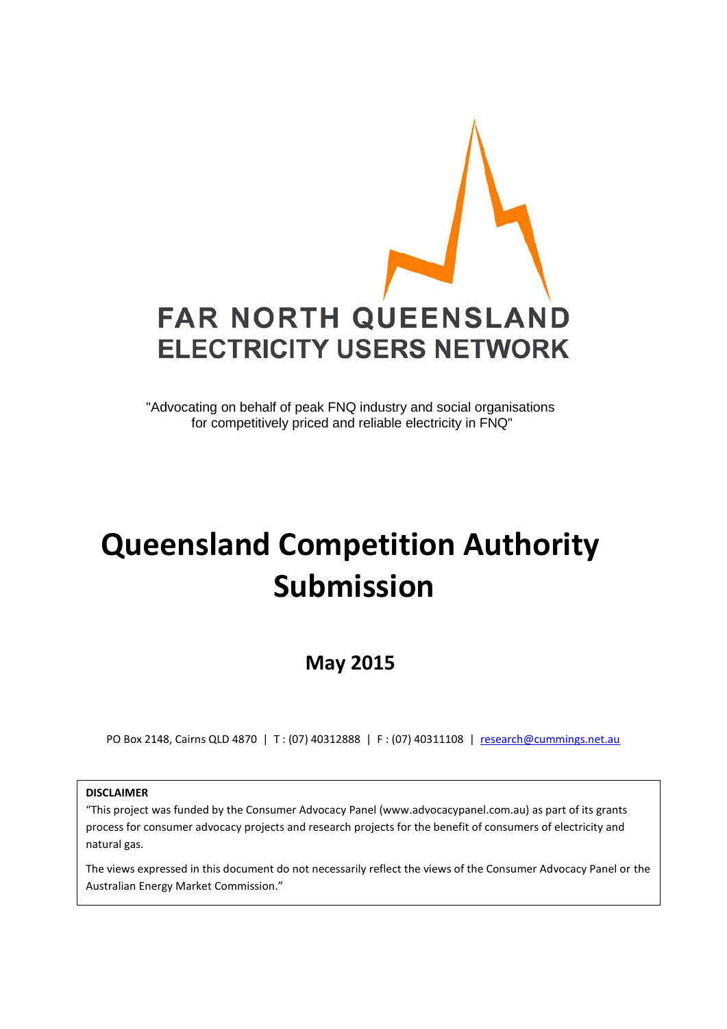FAR NORTH QUEENSLAND
ELECTRICITY USERS NETWORK

"Advocating on behalf of peak FNQ industry and social organisations for competitively priced and reliable electricity in FNQ"

# Queensland Competition Authority Submission

## May 2015

PO Box 2148, Cairns QLD 4870 | T : (07) 40312888 | F : (07) 40311108 | research@cummings.net.au

**DISCLAIMER**

"This project was funded by the Consumer Advocacy Panel (www.advocacypanel.com.au) as part of its grants process for consumer advocacy projects and research projects for the benefit of consumers of electricity and natural gas.

The views expressed in this document do not necessarily reflect the views of the Consumer Advocacy Panel or the Australian Energy Market Commission."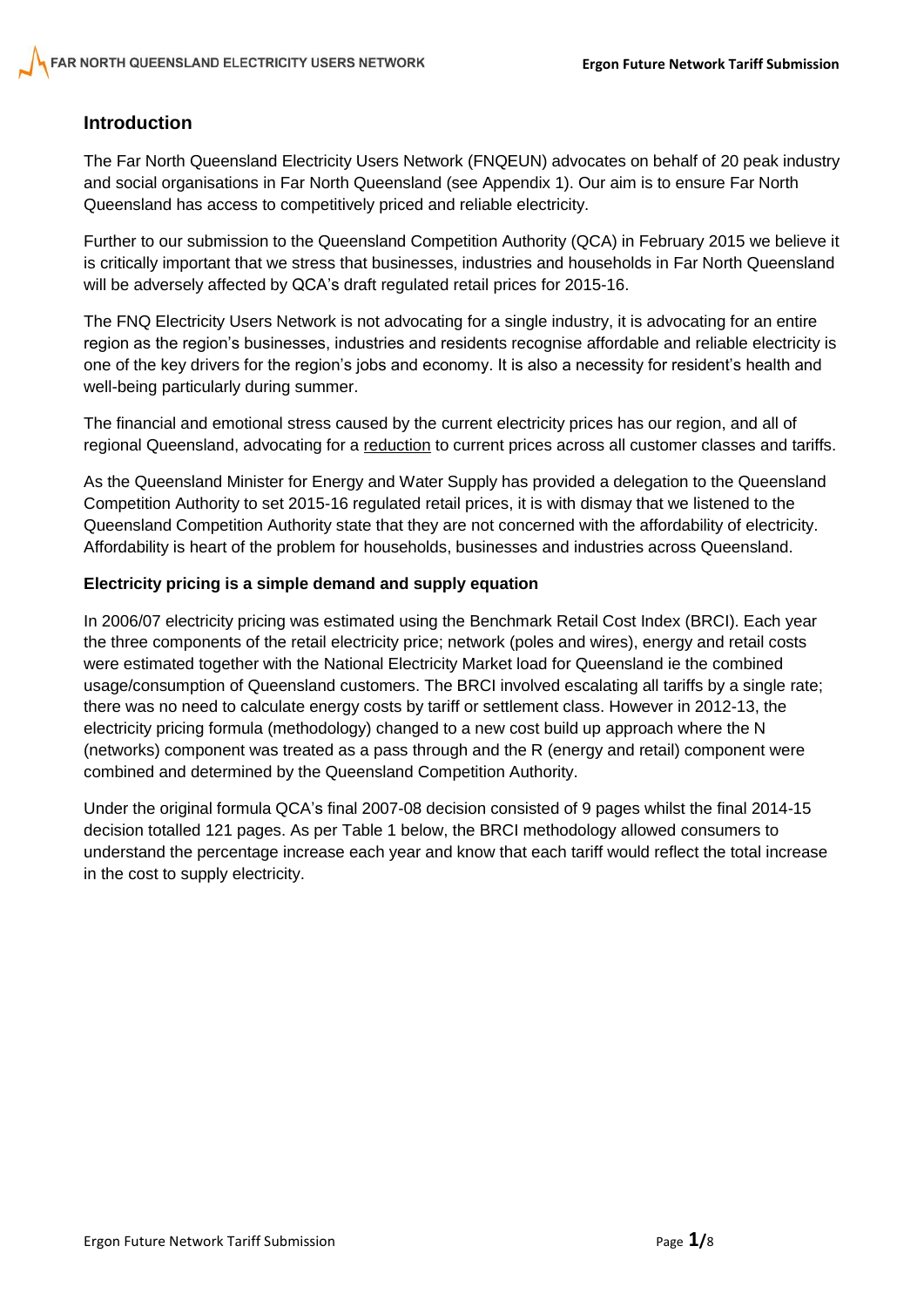## Introduction

The Far North Queensland Electricity Users Network (FNQEUN) advocates on behalf of 20 peak industry and social organisations in Far North Queensland (see Appendix 1). Our aim is to ensure Far North Queensland has access to competitively priced and reliable electricity.

Further to our submission to the Queensland Competition Authority (QCA) in February 2015 we believe it is critically important that we stress that businesses, industries and households in Far North Queensland will be adversely affected by QCA's draft regulated retail prices for 2015-16.

The FNQ Electricity Users Network is not advocating for a single industry, it is advocating for an entire region as the region's businesses, industries and residents recognise affordable and reliable electricity is one of the key drivers for the region's jobs and economy. It is also a necessity for resident's health and well-being particularly during summer.

The financial and emotional stress caused by the current electricity prices has our region, and all of regional Queensland, advocating for a reduction to current prices across all customer classes and tariffs.

As the Queensland Minister for Energy and Water Supply has provided a delegation to the Queensland Competition Authority to set 2015-16 regulated retail prices, it is with dismay that we listened to the Queensland Competition Authority state that they are not concerned with the affordability of electricity. Affordability is heart of the problem for households, businesses and industries across Queensland.

**Electricity pricing is a simple demand and supply equation**

In 2006/07 electricity pricing was estimated using the Benchmark Retail Cost Index (BRCI). Each year the three components of the retail electricity price; network (poles and wires), energy and retail costs were estimated together with the National Electricity Market load for Queensland ie the combined usage/consumption of Queensland customers. The BRCI involved escalating all tariffs by a single rate; there was no need to calculate energy costs by tariff or settlement class. However in 2012-13, the electricity pricing formula (methodology) changed to a new cost build up approach where the N (networks) component was treated as a pass through and the R (energy and retail) component were combined and determined by the Queensland Competition Authority.

Under the original formula QCA's final 2007-08 decision consisted of 9 pages whilst the final 2014-15 decision totalled 121 pages. As per Table 1 below, the BRCI methodology allowed consumers to understand the percentage increase each year and know that each tariff would reflect the total increase in the cost to supply electricity.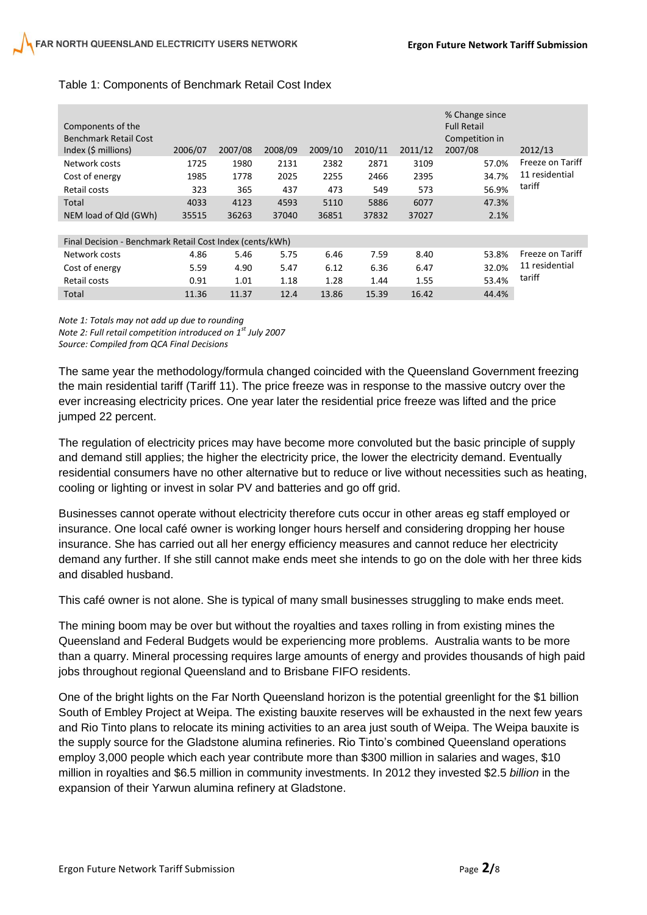Table 1: Components of Benchmark Retail Cost Index

| Components of the Benchmark Retail Cost Index ($ millions) | 2006/07 | 2007/08 | 2008/09 | 2009/10 | 2010/11 | 2011/12 | % Change since Full Retail Competition in 2007/08 | 2012/13 |
|---|---|---|---|---|---|---|---|---|
| Network costs | 1725 | 1980 | 2131 | 2382 | 2871 | 3109 | 57.0% | Freeze on Tariff 11 residential tariff |
| Cost of energy | 1985 | 1778 | 2025 | 2255 | 2466 | 2395 | 34.7% | |
| Retail costs | 323 | 365 | 437 | 473 | 549 | 573 | 56.9% | |
| Total | 4033 | 4123 | 4593 | 5110 | 5886 | 6077 | 47.3% | |
| NEM load of Qld (GWh) | 35515 | 36263 | 37040 | 36851 | 37832 | 37027 | 2.1% | |
| **Final Decision - Benchmark Retail Cost Index (cents/kWh)** | | | | | | | | |
| Network costs | 4.86 | 5.46 | 5.75 | 6.46 | 7.59 | 8.40 | 53.8% | Freeze on Tariff 11 residential tariff |
| Cost of energy | 5.59 | 4.90 | 5.47 | 6.12 | 6.36 | 6.47 | 32.0% | |
| Retail costs | 0.91 | 1.01 | 1.18 | 1.28 | 1.44 | 1.55 | 53.4% | |
| Total | 11.36 | 11.37 | 12.4 | 13.86 | 15.39 | 16.42 | 44.4% | |

*Note 1: Totals may not add up due to rounding*
*Note 2: Full retail competition introduced on 1st July 2007*
*Source: Compiled from QCA Final Decisions*

The same year the methodology/formula changed coincided with the Queensland Government freezing the main residential tariff (Tariff 11). The price freeze was in response to the massive outcry over the ever increasing electricity prices. One year later the residential price freeze was lifted and the price jumped 22 percent.

The regulation of electricity prices may have become more convoluted but the basic principle of supply and demand still applies; the higher the electricity price, the lower the electricity demand. Eventually residential consumers have no other alternative but to reduce or live without necessities such as heating, cooling or lighting or invest in solar PV and batteries and go off grid.

Businesses cannot operate without electricity therefore cuts occur in other areas eg staff employed or insurance. One local café owner is working longer hours herself and considering dropping her house insurance. She has carried out all her energy efficiency measures and cannot reduce her electricity demand any further. If she still cannot make ends meet she intends to go on the dole with her three kids and disabled husband.

This café owner is not alone. She is typical of many small businesses struggling to make ends meet.

The mining boom may be over but without the royalties and taxes rolling in from existing mines the Queensland and Federal Budgets would be experiencing more problems. Australia wants to be more than a quarry. Mineral processing requires large amounts of energy and provides thousands of high paid jobs throughout regional Queensland and to Brisbane FIFO residents.

One of the bright lights on the Far North Queensland horizon is the potential greenlight for the $1 billion South of Embley Project at Weipa. The existing bauxite reserves will be exhausted in the next few years and Rio Tinto plans to relocate its mining activities to an area just south of Weipa. The Weipa bauxite is the supply source for the Gladstone alumina refineries. Rio Tinto's combined Queensland operations employ 3,000 people which each year contribute more than $300 million in salaries and wages, $10 million in royalties and $6.5 million in community investments. In 2012 they invested $2.5 *billion* in the expansion of their Yarwun alumina refinery at Gladstone.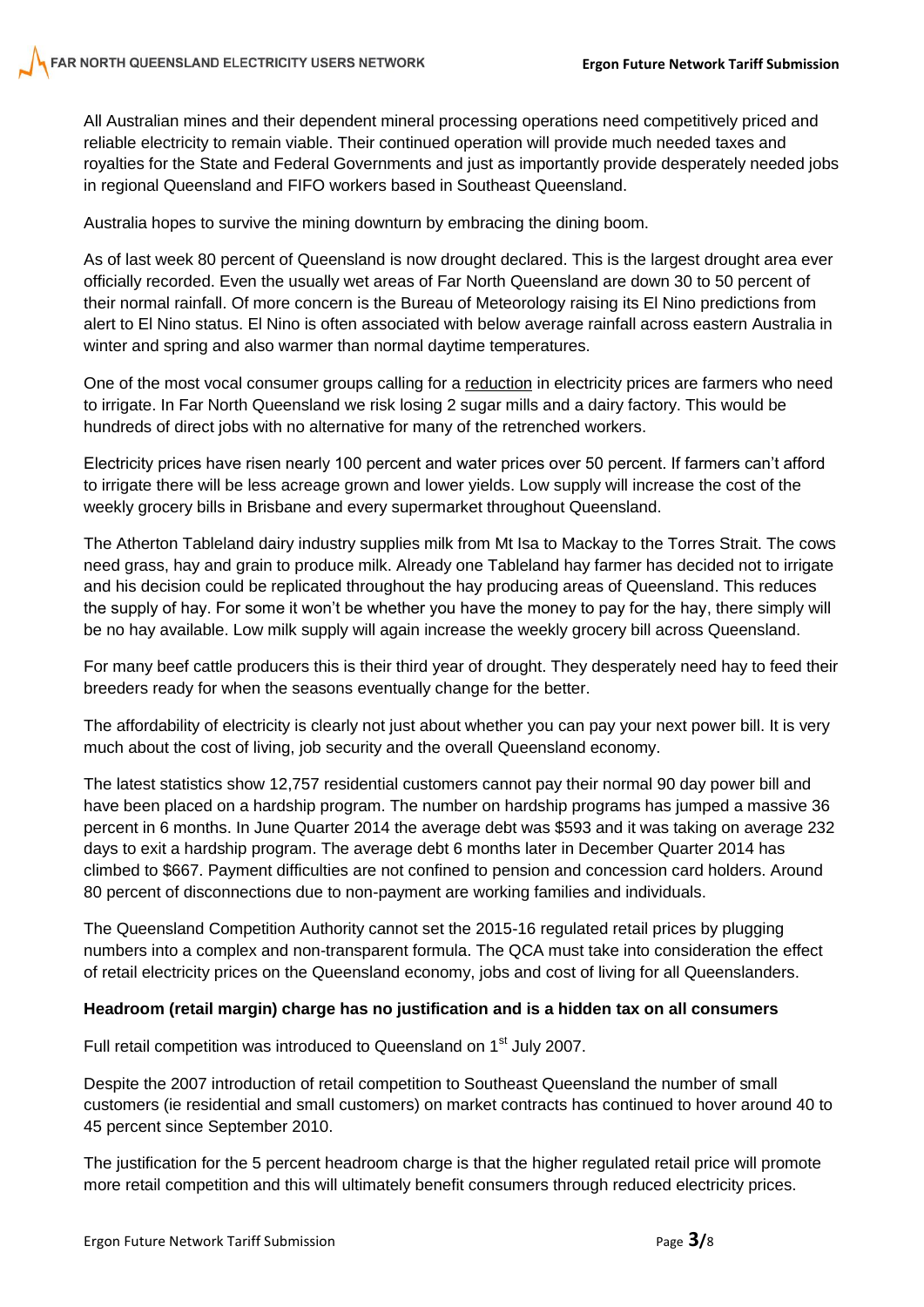All Australian mines and their dependent mineral processing operations need competitively priced and reliable electricity to remain viable. Their continued operation will provide much needed taxes and royalties for the State and Federal Governments and just as importantly provide desperately needed jobs in regional Queensland and FIFO workers based in Southeast Queensland.

Australia hopes to survive the mining downturn by embracing the dining boom.

As of last week 80 percent of Queensland is now drought declared. This is the largest drought area ever officially recorded. Even the usually wet areas of Far North Queensland are down 30 to 50 percent of their normal rainfall. Of more concern is the Bureau of Meteorology raising its El Nino predictions from alert to El Nino status. El Nino is often associated with below average rainfall across eastern Australia in winter and spring and also warmer than normal daytime temperatures.

One of the most vocal consumer groups calling for a reduction in electricity prices are farmers who need to irrigate. In Far North Queensland we risk losing 2 sugar mills and a dairy factory. This would be hundreds of direct jobs with no alternative for many of the retrenched workers.

Electricity prices have risen nearly 100 percent and water prices over 50 percent. If farmers can't afford to irrigate there will be less acreage grown and lower yields. Low supply will increase the cost of the weekly grocery bills in Brisbane and every supermarket throughout Queensland.

The Atherton Tableland dairy industry supplies milk from Mt Isa to Mackay to the Torres Strait. The cows need grass, hay and grain to produce milk. Already one Tableland hay farmer has decided not to irrigate and his decision could be replicated throughout the hay producing areas of Queensland. This reduces the supply of hay. For some it won't be whether you have the money to pay for the hay, there simply will be no hay available. Low milk supply will again increase the weekly grocery bill across Queensland.

For many beef cattle producers this is their third year of drought. They desperately need hay to feed their breeders ready for when the seasons eventually change for the better.

The affordability of electricity is clearly not just about whether you can pay your next power bill. It is very much about the cost of living, job security and the overall Queensland economy.

The latest statistics show 12,757 residential customers cannot pay their normal 90 day power bill and have been placed on a hardship program. The number on hardship programs has jumped a massive 36 percent in 6 months. In June Quarter 2014 the average debt was $593 and it was taking on average 232 days to exit a hardship program. The average debt 6 months later in December Quarter 2014 has climbed to $667. Payment difficulties are not confined to pension and concession card holders. Around 80 percent of disconnections due to non-payment are working families and individuals.

The Queensland Competition Authority cannot set the 2015-16 regulated retail prices by plugging numbers into a complex and non-transparent formula. The QCA must take into consideration the effect of retail electricity prices on the Queensland economy, jobs and cost of living for all Queenslanders.

**Headroom (retail margin) charge has no justification and is a hidden tax on all consumers**

Full retail competition was introduced to Queensland on 1st July 2007.

Despite the 2007 introduction of retail competition to Southeast Queensland the number of small customers (ie residential and small customers) on market contracts has continued to hover around 40 to 45 percent since September 2010.

The justification for the 5 percent headroom charge is that the higher regulated retail price will promote more retail competition and this will ultimately benefit consumers through reduced electricity prices.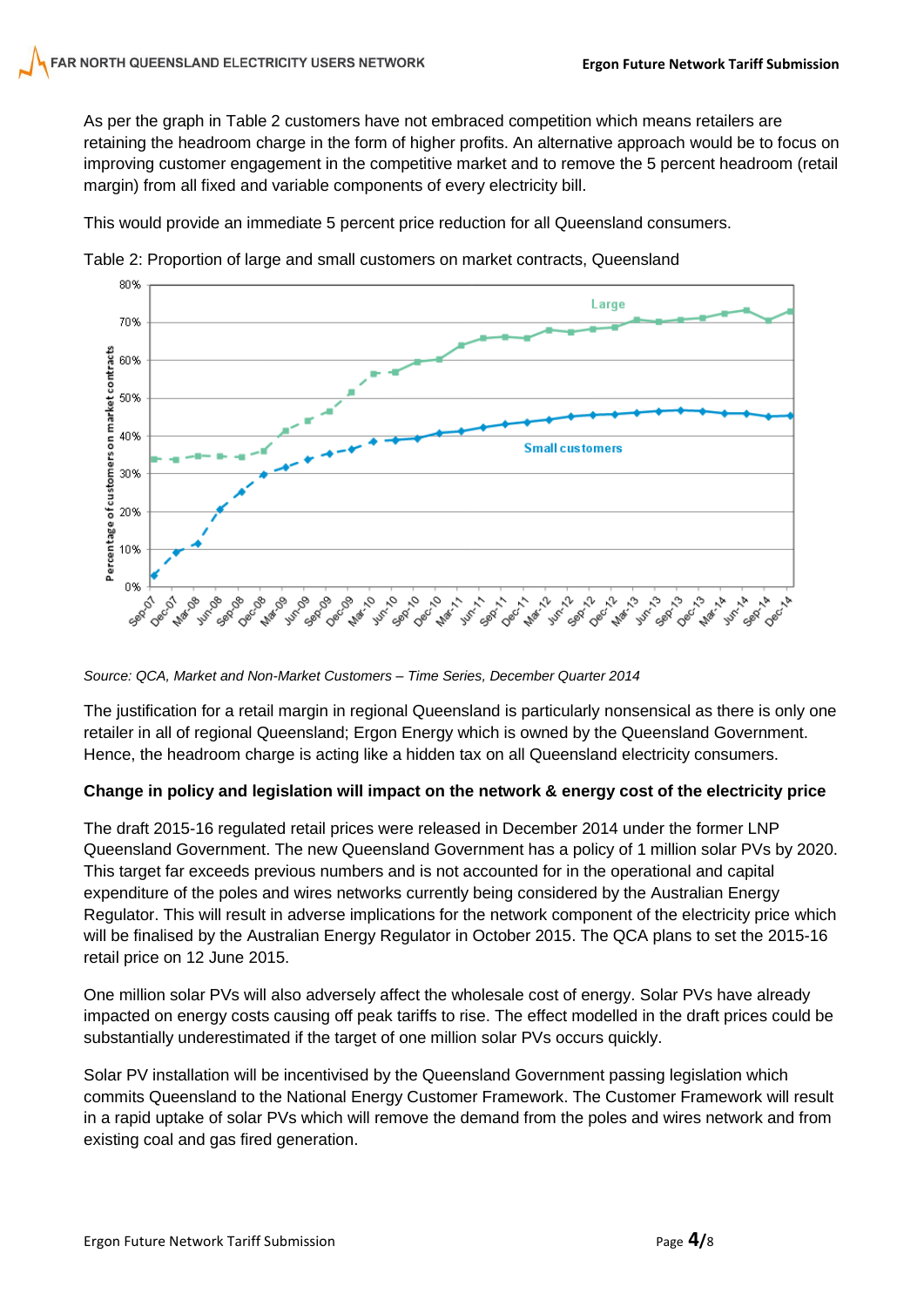As per the graph in Table 2 customers have not embraced competition which means retailers are retaining the headroom charge in the form of higher profits. An alternative approach would be to focus on improving customer engagement in the competitive market and to remove the 5 percent headroom (retail margin) from all fixed and variable components of every electricity bill.

This would provide an immediate 5 percent price reduction for all Queensland consumers.

Table 2: Proportion of large and small customers on market contracts, Queensland

*Source: QCA, Market and Non-Market Customers – Time Series, December Quarter 2014*

The justification for a retail margin in regional Queensland is particularly nonsensical as there is only one retailer in all of regional Queensland; Ergon Energy which is owned by the Queensland Government. Hence, the headroom charge is acting like a hidden tax on all Queensland electricity consumers.

**Change in policy and legislation will impact on the network & energy cost of the electricity price**

The draft 2015-16 regulated retail prices were released in December 2014 under the former LNP Queensland Government. The new Queensland Government has a policy of 1 million solar PVs by 2020. This target far exceeds previous numbers and is not accounted for in the operational and capital expenditure of the poles and wires networks currently being considered by the Australian Energy Regulator. This will result in adverse implications for the network component of the electricity price which will be finalised by the Australian Energy Regulator in October 2015. The QCA plans to set the 2015-16 retail price on 12 June 2015.

One million solar PVs will also adversely affect the wholesale cost of energy. Solar PVs have already impacted on energy costs causing off peak tariffs to rise. The effect modelled in the draft prices could be substantially underestimated if the target of one million solar PVs occurs quickly.

Solar PV installation will be incentivised by the Queensland Government passing legislation which commits Queensland to the National Energy Customer Framework. The Customer Framework will result in a rapid uptake of solar PVs which will remove the demand from the poles and wires network and from existing coal and gas fired generation.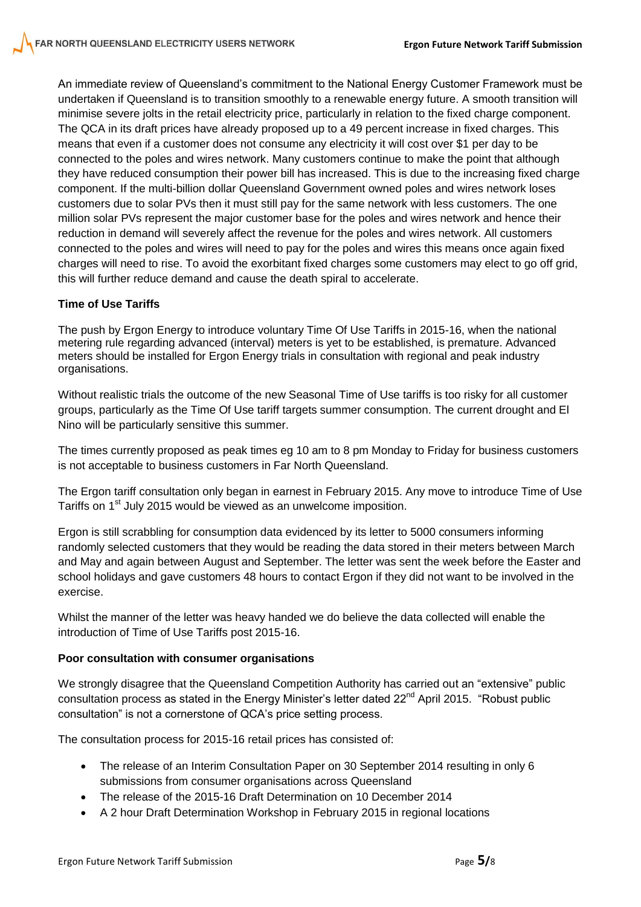An immediate review of Queensland's commitment to the National Energy Customer Framework must be undertaken if Queensland is to transition smoothly to a renewable energy future. A smooth transition will minimise severe jolts in the retail electricity price, particularly in relation to the fixed charge component. The QCA in its draft prices have already proposed up to a 49 percent increase in fixed charges. This means that even if a customer does not consume any electricity it will cost over $1 per day to be connected to the poles and wires network. Many customers continue to make the point that although they have reduced consumption their power bill has increased. This is due to the increasing fixed charge component. If the multi-billion dollar Queensland Government owned poles and wires network loses customers due to solar PVs then it must still pay for the same network with less customers. The one million solar PVs represent the major customer base for the poles and wires network and hence their reduction in demand will severely affect the revenue for the poles and wires network. All customers connected to the poles and wires will need to pay for the poles and wires this means once again fixed charges will need to rise. To avoid the exorbitant fixed charges some customers may elect to go off grid, this will further reduce demand and cause the death spiral to accelerate.

**Time of Use Tariffs**

The push by Ergon Energy to introduce voluntary Time Of Use Tariffs in 2015-16, when the national metering rule regarding advanced (interval) meters is yet to be established, is premature. Advanced meters should be installed for Ergon Energy trials in consultation with regional and peak industry organisations.

Without realistic trials the outcome of the new Seasonal Time of Use tariffs is too risky for all customer groups, particularly as the Time Of Use tariff targets summer consumption. The current drought and El Nino will be particularly sensitive this summer.

The times currently proposed as peak times eg 10 am to 8 pm Monday to Friday for business customers is not acceptable to business customers in Far North Queensland.

The Ergon tariff consultation only began in earnest in February 2015. Any move to introduce Time of Use Tariffs on 1st July 2015 would be viewed as an unwelcome imposition.

Ergon is still scrabbling for consumption data evidenced by its letter to 5000 consumers informing randomly selected customers that they would be reading the data stored in their meters between March and May and again between August and September. The letter was sent the week before the Easter and school holidays and gave customers 48 hours to contact Ergon if they did not want to be involved in the exercise.

Whilst the manner of the letter was heavy handed we do believe the data collected will enable the introduction of Time of Use Tariffs post 2015-16.

**Poor consultation with consumer organisations**

We strongly disagree that the Queensland Competition Authority has carried out an "extensive" public consultation process as stated in the Energy Minister's letter dated 22nd April 2015. "Robust public consultation" is not a cornerstone of QCA's price setting process.

The consultation process for 2015-16 retail prices has consisted of:

- The release of an Interim Consultation Paper on 30 September 2014 resulting in only 6 submissions from consumer organisations across Queensland
- The release of the 2015-16 Draft Determination on 10 December 2014
- A 2 hour Draft Determination Workshop in February 2015 in regional locations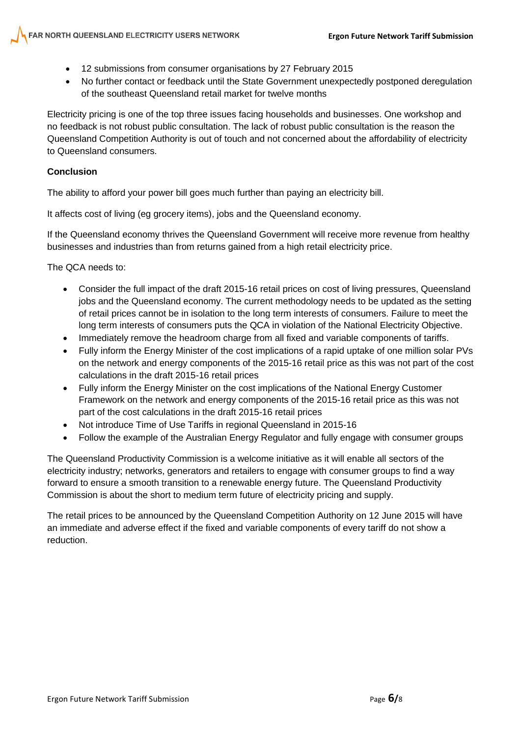- 12 submissions from consumer organisations by 27 February 2015
- No further contact or feedback until the State Government unexpectedly postponed deregulation of the southeast Queensland retail market for twelve months

Electricity pricing is one of the top three issues facing households and businesses. One workshop and no feedback is not robust public consultation. The lack of robust public consultation is the reason the Queensland Competition Authority is out of touch and not concerned about the affordability of electricity to Queensland consumers.

**Conclusion**

The ability to afford your power bill goes much further than paying an electricity bill.

It affects cost of living (eg grocery items), jobs and the Queensland economy.

If the Queensland economy thrives the Queensland Government will receive more revenue from healthy businesses and industries than from returns gained from a high retail electricity price.

The QCA needs to:

- Consider the full impact of the draft 2015-16 retail prices on cost of living pressures, Queensland jobs and the Queensland economy. The current methodology needs to be updated as the setting of retail prices cannot be in isolation to the long term interests of consumers. Failure to meet the long term interests of consumers puts the QCA in violation of the National Electricity Objective.
- Immediately remove the headroom charge from all fixed and variable components of tariffs.
- Fully inform the Energy Minister of the cost implications of a rapid uptake of one million solar PVs on the network and energy components of the 2015-16 retail price as this was not part of the cost calculations in the draft 2015-16 retail prices
- Fully inform the Energy Minister on the cost implications of the National Energy Customer Framework on the network and energy components of the 2015-16 retail price as this was not part of the cost calculations in the draft 2015-16 retail prices
- Not introduce Time of Use Tariffs in regional Queensland in 2015-16
- Follow the example of the Australian Energy Regulator and fully engage with consumer groups

The Queensland Productivity Commission is a welcome initiative as it will enable all sectors of the electricity industry; networks, generators and retailers to engage with consumer groups to find a way forward to ensure a smooth transition to a renewable energy future. The Queensland Productivity Commission is about the short to medium term future of electricity pricing and supply.

The retail prices to be announced by the Queensland Competition Authority on 12 June 2015 will have an immediate and adverse effect if the fixed and variable components of every tariff do not show a reduction.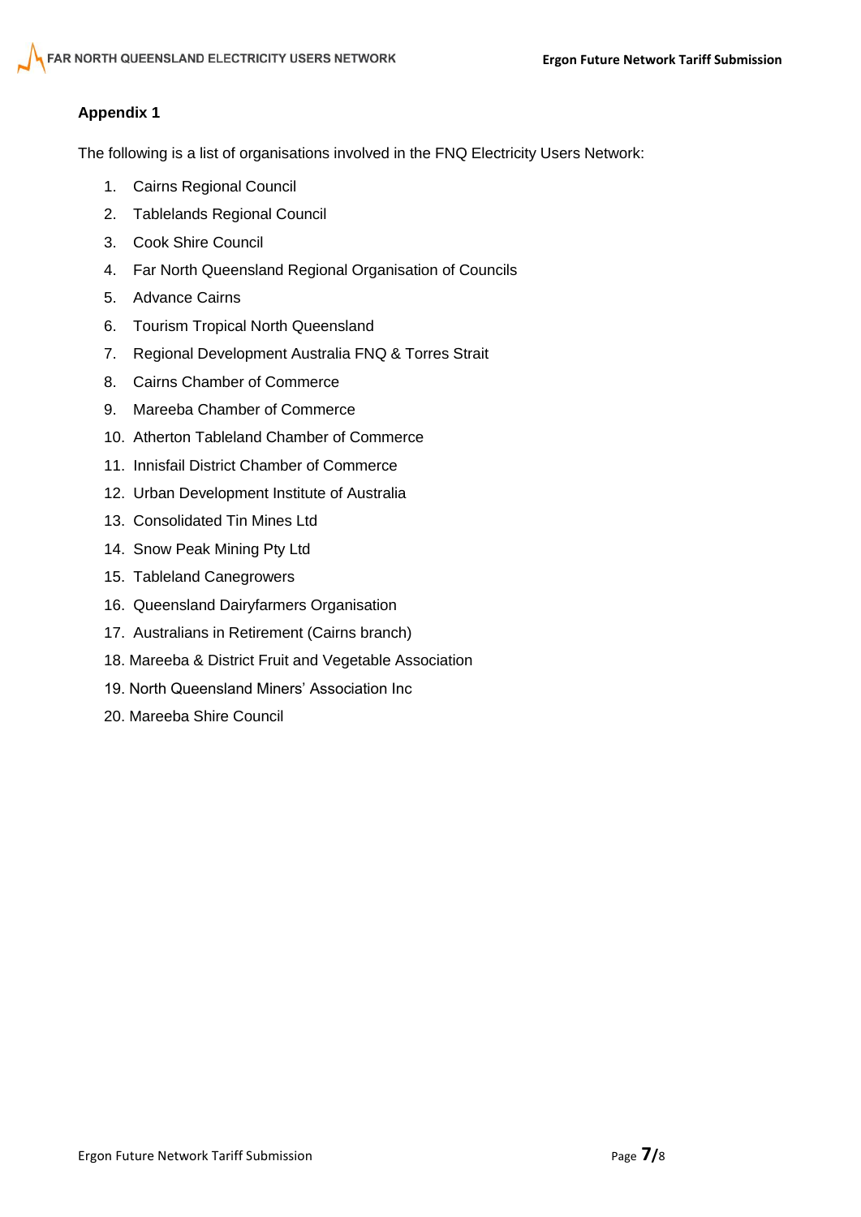## Appendix 1

The following is a list of organisations involved in the FNQ Electricity Users Network:

1. Cairns Regional Council
2. Tablelands Regional Council
3. Cook Shire Council
4. Far North Queensland Regional Organisation of Councils
5. Advance Cairns
6. Tourism Tropical North Queensland
7. Regional Development Australia FNQ & Torres Strait
8. Cairns Chamber of Commerce
9. Mareeba Chamber of Commerce
10. Atherton Tableland Chamber of Commerce
11. Innisfail District Chamber of Commerce
12. Urban Development Institute of Australia
13. Consolidated Tin Mines Ltd
14. Snow Peak Mining Pty Ltd
15. Tableland Canegrowers
16. Queensland Dairyfarmers Organisation
17. Australians in Retirement (Cairns branch)
18. Mareeba & District Fruit and Vegetable Association
19. North Queensland Miners' Association Inc
20. Mareeba Shire Council